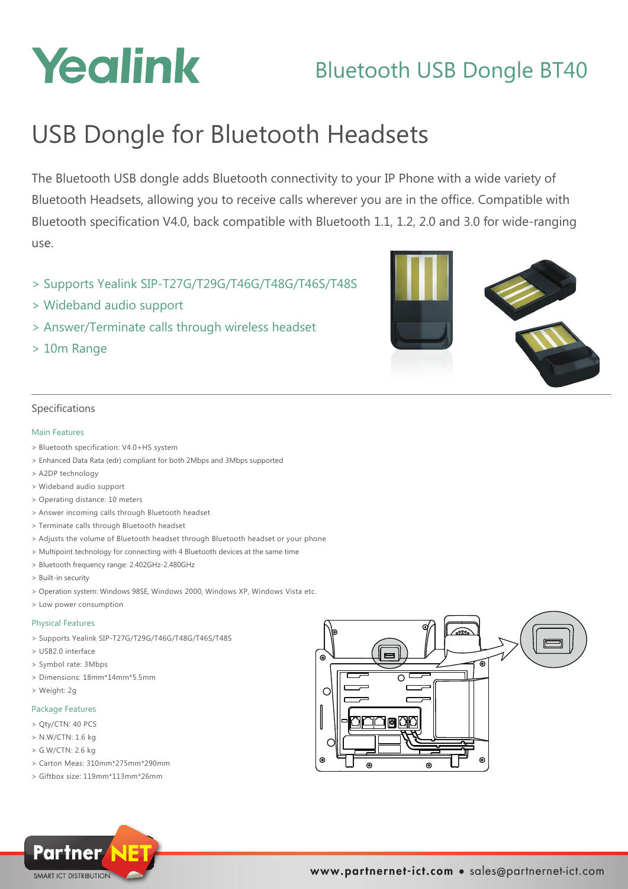# Yealink

## Bluetooth USB Dongle BT40

# USB Dongle for Bluetooth Headsets

The Bluetooth USB dongle adds Bluetooth connectivity to your IP Phone with a wide variety of Bluetooth Headsets, allowing you to receive calls wherever you are in the office. Compatible with Bluetooth specification V4.0, back compatible with Bluetooth 1.1, 1.2, 2.0 and 3.0 for wide-ranging use.

> Supports Yealink SIP-T27G/T29G/T46G/T48G/T46S/T48S
> Wideband audio support
> Answer/Terminate calls through wireless headset
> 10m Range

## Specifications

### Main Features

> Bluetooth specification: V4.0+HS system
> Enhanced Data Rata (edr) compliant for both 2Mbps and 3Mbps supported
> A2DP technology
> Wideband audio support
> Operating distance: 10 meters
> Answer incoming calls through Bluetooth headset
> Terminate calls through Bluetooth headset
> Adjusts the volume of Bluetooth headset through Bluetooth headset or your phone
> Multipoint technology for connecting with 4 Bluetooth devices at the same time
> Bluetooth frequency range: 2.402GHz-2.480GHz
> Built-in security
> Operation system: Windows 98SE, Windows 2000, Windows XP, Windows Vista etc.
> Low power consumption

### Physical Features

> Supports Yealink SIP-T27G/T29G/T46G/T48G/T46S/T48S
> USB2.0 interface
> Symbol rate: 3Mbps
> Dimensions: 18mm*14mm*5.5mm
> Weight: 2g

### Package Features

> Qty/CTN: 40 PCS
> N.W/CTN: 1.6 kg
> G.W/CTN: 2.6 kg
> Carton Meas: 310mm*275mm*290mm
> Giftbox size: 119mm*113mm*26mm

PartnerNET SMART ICT DISTRIBUTION

www.partnernet-ict.com • sales@partnernet-ict.com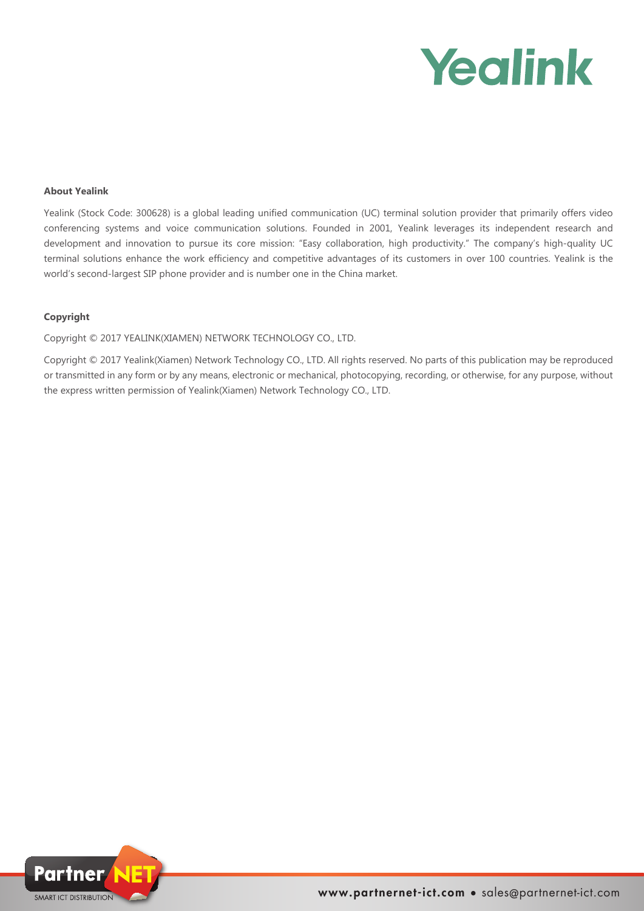**About Yealink**

Yealink (Stock Code: 300628) is a global leading unified communication (UC) terminal solution provider that primarily offers video conferencing systems and voice communication solutions. Founded in 2001, Yealink leverages its independent research and development and innovation to pursue its core mission: "Easy collaboration, high productivity." The company's high-quality UC terminal solutions enhance the work efficiency and competitive advantages of its customers in over 100 countries. Yealink is the world's second-largest SIP phone provider and is number one in the China market.

**Copyright**

Copyright © 2017 YEALINK(XIAMEN) NETWORK TECHNOLOGY CO., LTD.

Copyright © 2017 Yealink(Xiamen) Network Technology CO., LTD. All rights reserved. No parts of this publication may be reproduced or transmitted in any form or by any means, electronic or mechanical, photocopying, recording, or otherwise, for any purpose, without the express written permission of Yealink(Xiamen) Network Technology CO., LTD.